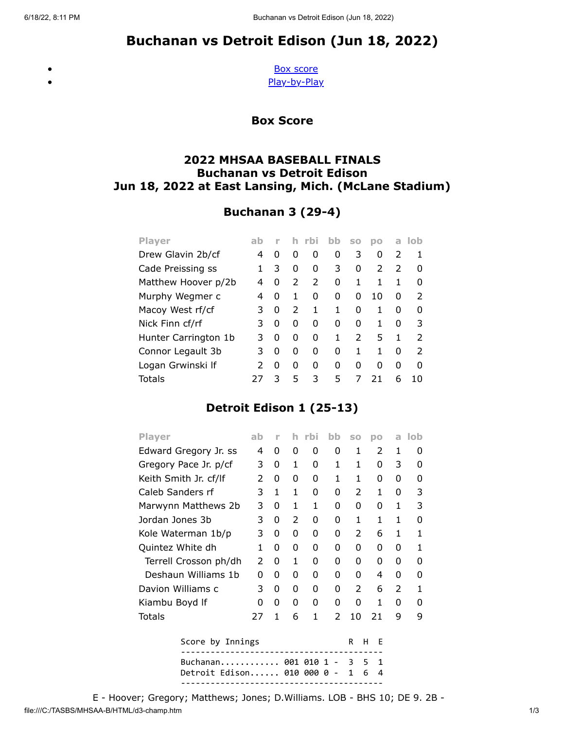# Buchanan vs Detroit Edison (Jun 18, 2022)

- Box score
- Play-by-Play

## Box Score

### 2022 MHSAA BASEBALL FINALS
### Buchanan vs Detroit Edison
### Jun 18, 2022 at East Lansing, Mich. (McLane Stadium)

### Buchanan 3 (29-4)

| Player | ab | r | h | rbi | bb | so | po | a | lob |
|---|---|---|---|---|---|---|---|---|---|
| Drew Glavin 2b/cf | 4 | 0 | 0 | 0 | 0 | 3 | 0 | 2 | 1 |
| Cade Preissing ss | 1 | 3 | 0 | 0 | 3 | 0 | 2 | 2 | 0 |
| Matthew Hoover p/2b | 4 | 0 | 2 | 2 | 0 | 1 | 1 | 1 | 0 |
| Murphy Wegmer c | 4 | 0 | 1 | 0 | 0 | 0 | 10 | 0 | 2 |
| Macoy West rf/cf | 3 | 0 | 2 | 1 | 1 | 0 | 1 | 0 | 0 |
| Nick Finn cf/rf | 3 | 0 | 0 | 0 | 0 | 0 | 1 | 0 | 3 |
| Hunter Carrington 1b | 3 | 0 | 0 | 0 | 1 | 2 | 5 | 1 | 2 |
| Connor Legault 3b | 3 | 0 | 0 | 0 | 0 | 1 | 1 | 0 | 2 |
| Logan Grwinski lf | 2 | 0 | 0 | 0 | 0 | 0 | 0 | 0 | 0 |
| Totals | 27 | 3 | 5 | 3 | 5 | 7 | 21 | 6 | 10 |

### Detroit Edison 1 (25-13)

| Player | ab | r | h | rbi | bb | so | po | a | lob |
|---|---|---|---|---|---|---|---|---|---|
| Edward Gregory Jr. ss | 4 | 0 | 0 | 0 | 0 | 1 | 2 | 1 | 0 |
| Gregory Pace Jr. p/cf | 3 | 0 | 1 | 0 | 1 | 1 | 0 | 3 | 0 |
| Keith Smith Jr. cf/lf | 2 | 0 | 0 | 0 | 1 | 1 | 0 | 0 | 0 |
| Caleb Sanders rf | 3 | 1 | 1 | 0 | 0 | 2 | 1 | 0 | 3 |
| Marwynn Matthews 2b | 3 | 0 | 1 | 1 | 0 | 0 | 0 | 1 | 3 |
| Jordan Jones 3b | 3 | 0 | 2 | 0 | 0 | 1 | 1 | 1 | 0 |
| Kole Waterman 1b/p | 3 | 0 | 0 | 0 | 0 | 2 | 6 | 1 | 1 |
| Quintez White dh | 1 | 0 | 0 | 0 | 0 | 0 | 0 | 0 | 1 |
| Terrell Crosson ph/dh | 2 | 0 | 1 | 0 | 0 | 0 | 0 | 0 | 0 |
| Deshaun Williams 1b | 0 | 0 | 0 | 0 | 0 | 0 | 4 | 0 | 0 |
| Davion Williams c | 3 | 0 | 0 | 0 | 0 | 2 | 6 | 2 | 1 |
| Kiambu Boyd lf | 0 | 0 | 0 | 0 | 0 | 0 | 1 | 0 | 0 |
| Totals | 27 | 1 | 6 | 1 | 2 | 10 | 21 | 9 | 9 |

```
Score by Innings                      R  H  E
----------------------------------------------
Buchanan............ 001 010 1 -  3  5  1
Detroit Edison...... 010 000 0 -  1  6  4
----------------------------------------------
```

E - Hoover; Gregory; Matthews; Jones; D.Williams. LOB - BHS 10; DE 9. 2B -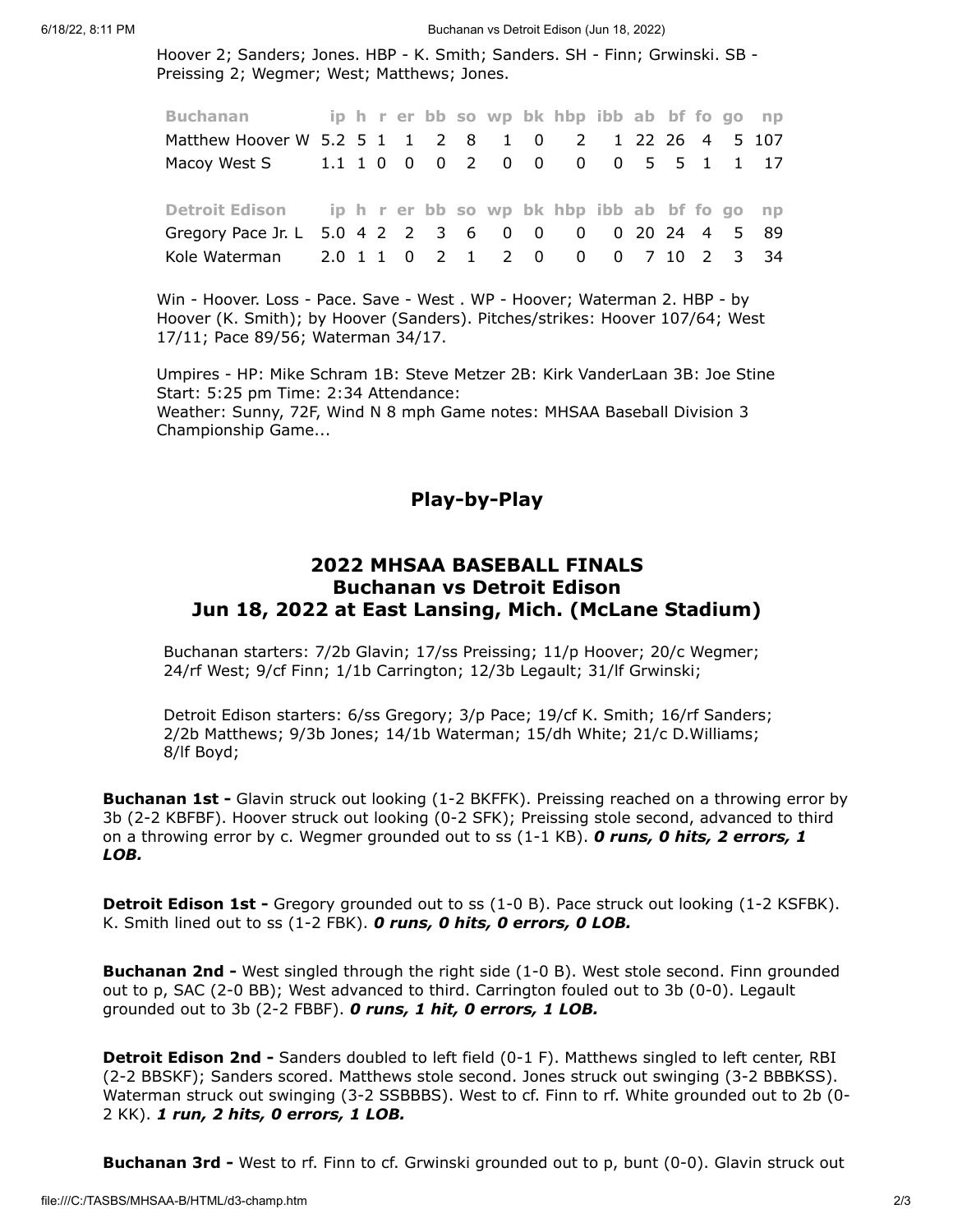Hoover 2; Sanders; Jones. HBP - K. Smith; Sanders. SH - Finn; Grwinski. SB - Preissing 2; Wegmer; West; Matthews; Jones.

| Buchanan | ip | h | r | er | bb | so | wp | bk | hbp | ibb | ab | bf | fo | go | np |
|---|---|---|---|---|---|---|---|---|---|---|---|---|---|---|---|
| Matthew Hoover W | 5.2 | 5 | 1 | 1 | 2 | 8 | 1 | 0 | 2 | 1 | 22 | 26 | 4 | 5 | 107 |
| Macoy West S | 1.1 | 1 | 0 | 0 | 0 | 2 | 0 | 0 | 0 | 0 | 5 | 5 | 1 | 1 | 17 |

| Detroit Edison | ip | h | r | er | bb | so | wp | bk | hbp | ibb | ab | bf | fo | go | np |
|---|---|---|---|---|---|---|---|---|---|---|---|---|---|---|---|
| Gregory Pace Jr. L | 5.0 | 4 | 2 | 2 | 3 | 6 | 0 | 0 | 0 | 0 | 20 | 24 | 4 | 5 | 89 |
| Kole Waterman | 2.0 | 1 | 1 | 0 | 2 | 1 | 2 | 0 | 0 | 0 | 7 | 10 | 2 | 3 | 34 |

Win - Hoover. Loss - Pace. Save - West . WP - Hoover; Waterman 2. HBP - by Hoover (K. Smith); by Hoover (Sanders). Pitches/strikes: Hoover 107/64; West 17/11; Pace 89/56; Waterman 34/17.

Umpires - HP: Mike Schram 1B: Steve Metzer 2B: Kirk VanderLaan 3B: Joe Stine
Start: 5:25 pm Time: 2:34 Attendance:
Weather: Sunny, 72F, Wind N 8 mph Game notes: MHSAA Baseball Division 3 Championship Game...

## Play-by-Play

## 2022 MHSAA BASEBALL FINALS
## Buchanan vs Detroit Edison
## Jun 18, 2022 at East Lansing, Mich. (McLane Stadium)

Buchanan starters: 7/2b Glavin; 17/ss Preissing; 11/p Hoover; 20/c Wegmer; 24/rf West; 9/cf Finn; 1/1b Carrington; 12/3b Legault; 31/lf Grwinski;

Detroit Edison starters: 6/ss Gregory; 3/p Pace; 19/cf K. Smith; 16/rf Sanders; 2/2b Matthews; 9/3b Jones; 14/1b Waterman; 15/dh White; 21/c D.Williams; 8/lf Boyd;

**Buchanan 1st -** Glavin struck out looking (1-2 BKFFK). Preissing reached on a throwing error by 3b (2-2 KBFBF). Hoover struck out looking (0-2 SFK); Preissing stole second, advanced to third on a throwing error by c. Wegmer grounded out to ss (1-1 KB). ***0 runs, 0 hits, 2 errors, 1 LOB.***

**Detroit Edison 1st -** Gregory grounded out to ss (1-0 B). Pace struck out looking (1-2 KSFBK). K. Smith lined out to ss (1-2 FBK). ***0 runs, 0 hits, 0 errors, 0 LOB.***

**Buchanan 2nd -** West singled through the right side (1-0 B). West stole second. Finn grounded out to p, SAC (2-0 BB); West advanced to third. Carrington fouled out to 3b (0-0). Legault grounded out to 3b (2-2 FBBF). ***0 runs, 1 hit, 0 errors, 1 LOB.***

**Detroit Edison 2nd -** Sanders doubled to left field (0-1 F). Matthews singled to left center, RBI (2-2 BBSKF); Sanders scored. Matthews stole second. Jones struck out swinging (3-2 BBBKSS). Waterman struck out swinging (3-2 SSBBBS). West to cf. Finn to rf. White grounded out to 2b (0-2 KK). ***1 run, 2 hits, 0 errors, 1 LOB.***

**Buchanan 3rd -** West to rf. Finn to cf. Grwinski grounded out to p, bunt (0-0). Glavin struck out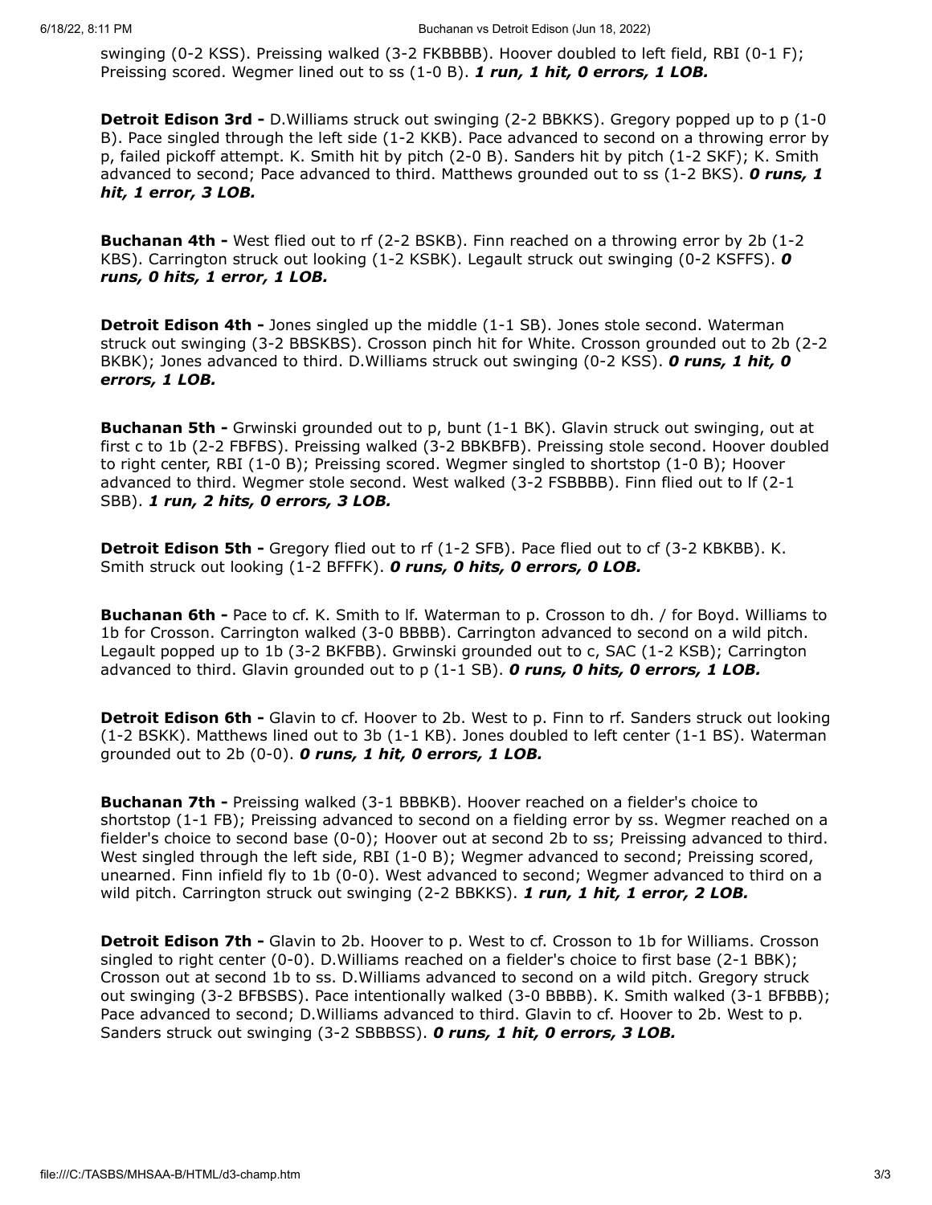swinging (0-2 KSS). Preissing walked (3-2 FKBBBB). Hoover doubled to left field, RBI (0-1 F); Preissing scored. Wegmer lined out to ss (1-0 B). ***1 run, 1 hit, 0 errors, 1 LOB.***

**Detroit Edison 3rd -** D.Williams struck out swinging (2-2 BBKKS). Gregory popped up to p (1-0 B). Pace singled through the left side (1-2 KKB). Pace advanced to second on a throwing error by p, failed pickoff attempt. K. Smith hit by pitch (2-0 B). Sanders hit by pitch (1-2 SKF); K. Smith advanced to second; Pace advanced to third. Matthews grounded out to ss (1-2 BKS). ***0 runs, 1 hit, 1 error, 3 LOB.***

**Buchanan 4th -** West flied out to rf (2-2 BSKB). Finn reached on a throwing error by 2b (1-2 KBS). Carrington struck out looking (1-2 KSBK). Legault struck out swinging (0-2 KSFFS). ***0 runs, 0 hits, 1 error, 1 LOB.***

**Detroit Edison 4th -** Jones singled up the middle (1-1 SB). Jones stole second. Waterman struck out swinging (3-2 BBSKBS). Crosson pinch hit for White. Crosson grounded out to 2b (2-2 BKBK); Jones advanced to third. D.Williams struck out swinging (0-2 KSS). ***0 runs, 1 hit, 0 errors, 1 LOB.***

**Buchanan 5th -** Grwinski grounded out to p, bunt (1-1 BK). Glavin struck out swinging, out at first c to 1b (2-2 FBFBS). Preissing walked (3-2 BBKBFB). Preissing stole second. Hoover doubled to right center, RBI (1-0 B); Preissing scored. Wegmer singled to shortstop (1-0 B); Hoover advanced to third. Wegmer stole second. West walked (3-2 FSBBBB). Finn flied out to lf (2-1 SBB). ***1 run, 2 hits, 0 errors, 3 LOB.***

**Detroit Edison 5th -** Gregory flied out to rf (1-2 SFB). Pace flied out to cf (3-2 KBKBB). K. Smith struck out looking (1-2 BFFFK). ***0 runs, 0 hits, 0 errors, 0 LOB.***

**Buchanan 6th -** Pace to cf. K. Smith to lf. Waterman to p. Crosson to dh. / for Boyd. Williams to 1b for Crosson. Carrington walked (3-0 BBBB). Carrington advanced to second on a wild pitch. Legault popped up to 1b (3-2 BKFBB). Grwinski grounded out to c, SAC (1-2 KSB); Carrington advanced to third. Glavin grounded out to p (1-1 SB). ***0 runs, 0 hits, 0 errors, 1 LOB.***

**Detroit Edison 6th -** Glavin to cf. Hoover to 2b. West to p. Finn to rf. Sanders struck out looking (1-2 BSKK). Matthews lined out to 3b (1-1 KB). Jones doubled to left center (1-1 BS). Waterman grounded out to 2b (0-0). ***0 runs, 1 hit, 0 errors, 1 LOB.***

**Buchanan 7th -** Preissing walked (3-1 BBBKB). Hoover reached on a fielder's choice to shortstop (1-1 FB); Preissing advanced to second on a fielding error by ss. Wegmer reached on a fielder's choice to second base (0-0); Hoover out at second 2b to ss; Preissing advanced to third. West singled through the left side, RBI (1-0 B); Wegmer advanced to second; Preissing scored, unearned. Finn infield fly to 1b (0-0). West advanced to second; Wegmer advanced to third on a wild pitch. Carrington struck out swinging (2-2 BBKKS). ***1 run, 1 hit, 1 error, 2 LOB.***

**Detroit Edison 7th -** Glavin to 2b. Hoover to p. West to cf. Crosson to 1b for Williams. Crosson singled to right center (0-0). D.Williams reached on a fielder's choice to first base (2-1 BBK); Crosson out at second 1b to ss. D.Williams advanced to second on a wild pitch. Gregory struck out swinging (3-2 BFBSBS). Pace intentionally walked (3-0 BBBB). K. Smith walked (3-1 BFBBB); Pace advanced to second; D.Williams advanced to third. Glavin to cf. Hoover to 2b. West to p. Sanders struck out swinging (3-2 SBBBSS). ***0 runs, 1 hit, 0 errors, 3 LOB.***